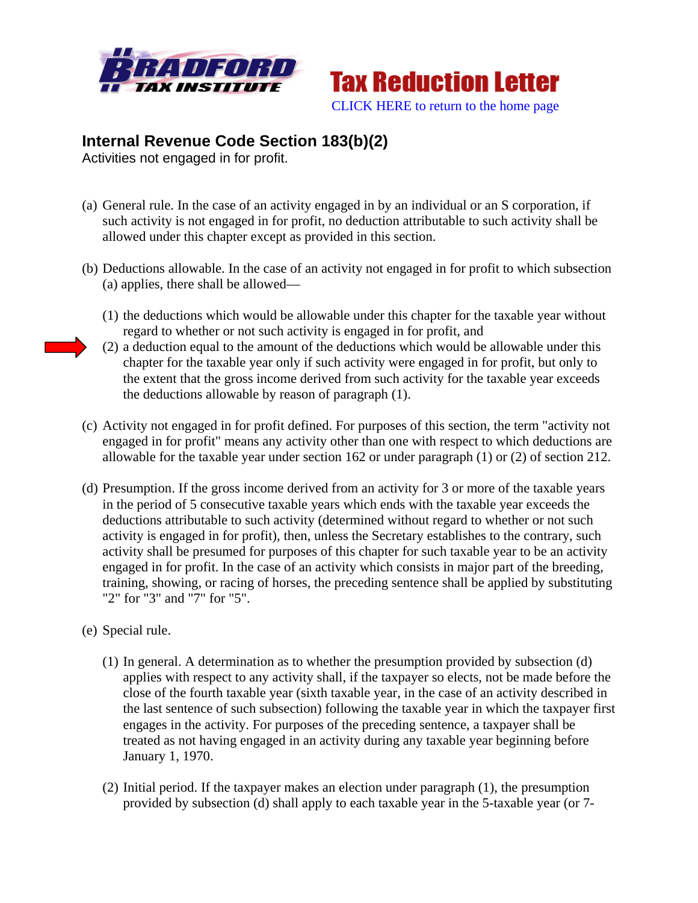Tax Reduction Letter

CLICK HERE to return to the home page

## Internal Revenue Code Section 183(b)(2)

Activities not engaged in for profit.

(a) General rule. In the case of an activity engaged in by an individual or an S corporation, if such activity is not engaged in for profit, no deduction attributable to such activity shall be allowed under this chapter except as provided in this section.

(b) Deductions allowable. In the case of an activity not engaged in for profit to which subsection (a) applies, there shall be allowed—

(1) the deductions which would be allowable under this chapter for the taxable year without regard to whether or not such activity is engaged in for profit, and

(2) a deduction equal to the amount of the deductions which would be allowable under this chapter for the taxable year only if such activity were engaged in for profit, but only to the extent that the gross income derived from such activity for the taxable year exceeds the deductions allowable by reason of paragraph (1).

(c) Activity not engaged in for profit defined. For purposes of this section, the term "activity not engaged in for profit" means any activity other than one with respect to which deductions are allowable for the taxable year under section 162 or under paragraph (1) or (2) of section 212.

(d) Presumption. If the gross income derived from an activity for 3 or more of the taxable years in the period of 5 consecutive taxable years which ends with the taxable year exceeds the deductions attributable to such activity (determined without regard to whether or not such activity is engaged in for profit), then, unless the Secretary establishes to the contrary, such activity shall be presumed for purposes of this chapter for such taxable year to be an activity engaged in for profit. In the case of an activity which consists in major part of the breeding, training, showing, or racing of horses, the preceding sentence shall be applied by substituting "2" for "3" and "7" for "5".

(e) Special rule.

(1) In general. A determination as to whether the presumption provided by subsection (d) applies with respect to any activity shall, if the taxpayer so elects, not be made before the close of the fourth taxable year (sixth taxable year, in the case of an activity described in the last sentence of such subsection) following the taxable year in which the taxpayer first engages in the activity. For purposes of the preceding sentence, a taxpayer shall be treated as not having engaged in an activity during any taxable year beginning before January 1, 1970.

(2) Initial period. If the taxpayer makes an election under paragraph (1), the presumption provided by subsection (d) shall apply to each taxable year in the 5-taxable year (or 7-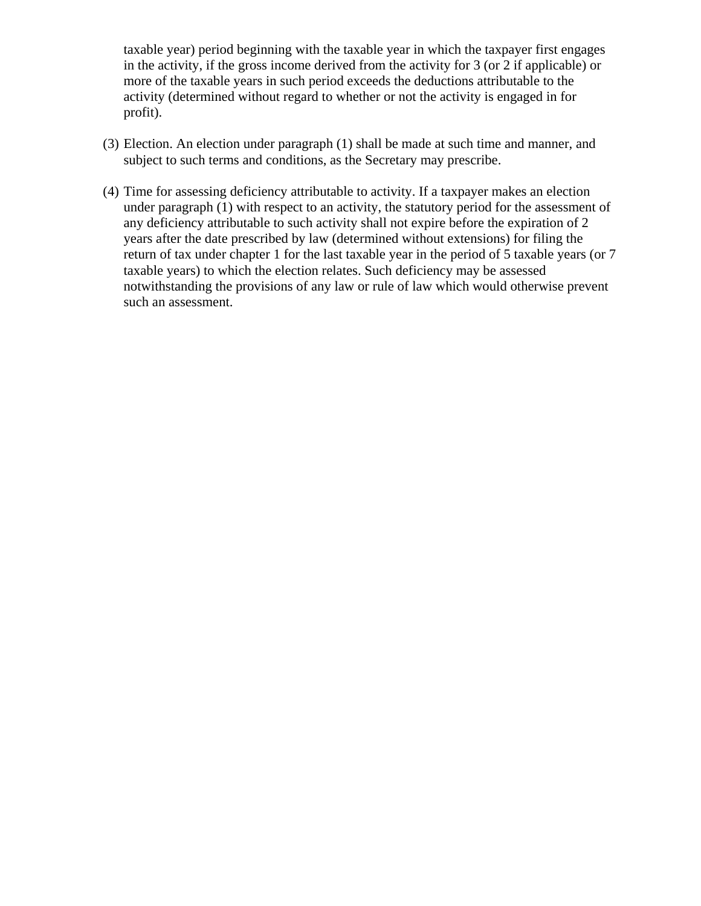taxable year) period beginning with the taxable year in which the taxpayer first engages in the activity, if the gross income derived from the activity for 3 (or 2 if applicable) or more of the taxable years in such period exceeds the deductions attributable to the activity (determined without regard to whether or not the activity is engaged in for profit).

(3) Election. An election under paragraph (1) shall be made at such time and manner, and subject to such terms and conditions, as the Secretary may prescribe.

(4) Time for assessing deficiency attributable to activity. If a taxpayer makes an election under paragraph (1) with respect to an activity, the statutory period for the assessment of any deficiency attributable to such activity shall not expire before the expiration of 2 years after the date prescribed by law (determined without extensions) for filing the return of tax under chapter 1 for the last taxable year in the period of 5 taxable years (or 7 taxable years) to which the election relates. Such deficiency may be assessed notwithstanding the provisions of any law or rule of law which would otherwise prevent such an assessment.